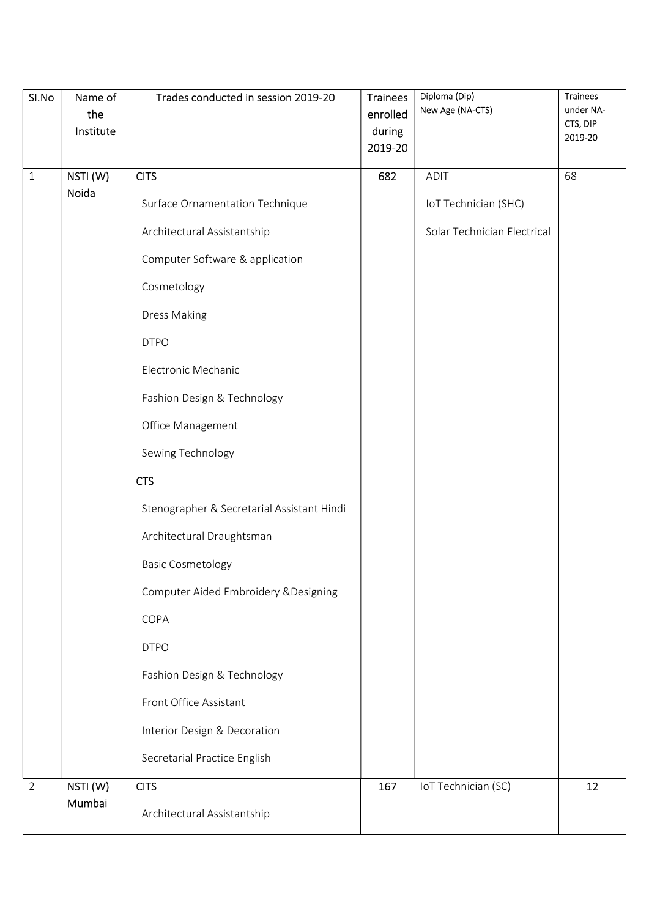| Sl.No | Name of the Institute | Trades conducted in session 2019-20 | Trainees enrolled during 2019-20 | Diploma (Dip) New Age (NA-CTS) | Trainees under NA-CTS, DIP 2019-20 |
|---|---|---|---|---|---|
| 1 | NSTI (W) Noida | CITS | 682 | ADIT | 68 |
| | | Surface Ornamentation Technique | | IoT Technician (SHC) | |
| | | Architectural Assistantship | | Solar Technician Electrical | |
| | | Computer Software & application | | | |
| | | Cosmetology | | | |
| | | Dress Making | | | |
| | | DTPO | | | |
| | | Electronic Mechanic | | | |
| | | Fashion Design & Technology | | | |
| | | Office Management | | | |
| | | Sewing Technology | | | |
| | | CTS | | | |
| | | Stenographer & Secretarial Assistant Hindi | | | |
| | | Architectural Draughtsman | | | |
| | | Basic Cosmetology | | | |
| | | Computer Aided Embroidery &Designing | | | |
| | | COPA | | | |
| | | DTPO | | | |
| | | Fashion Design & Technology | | | |
| | | Front Office Assistant | | | |
| | | Interior Design & Decoration | | | |
| | | Secretarial Practice English | | | |
| 2 | NSTI (W) Mumbai | CITS | 167 | IoT Technician (SC) | 12 |
| | | Architectural Assistantship | | | |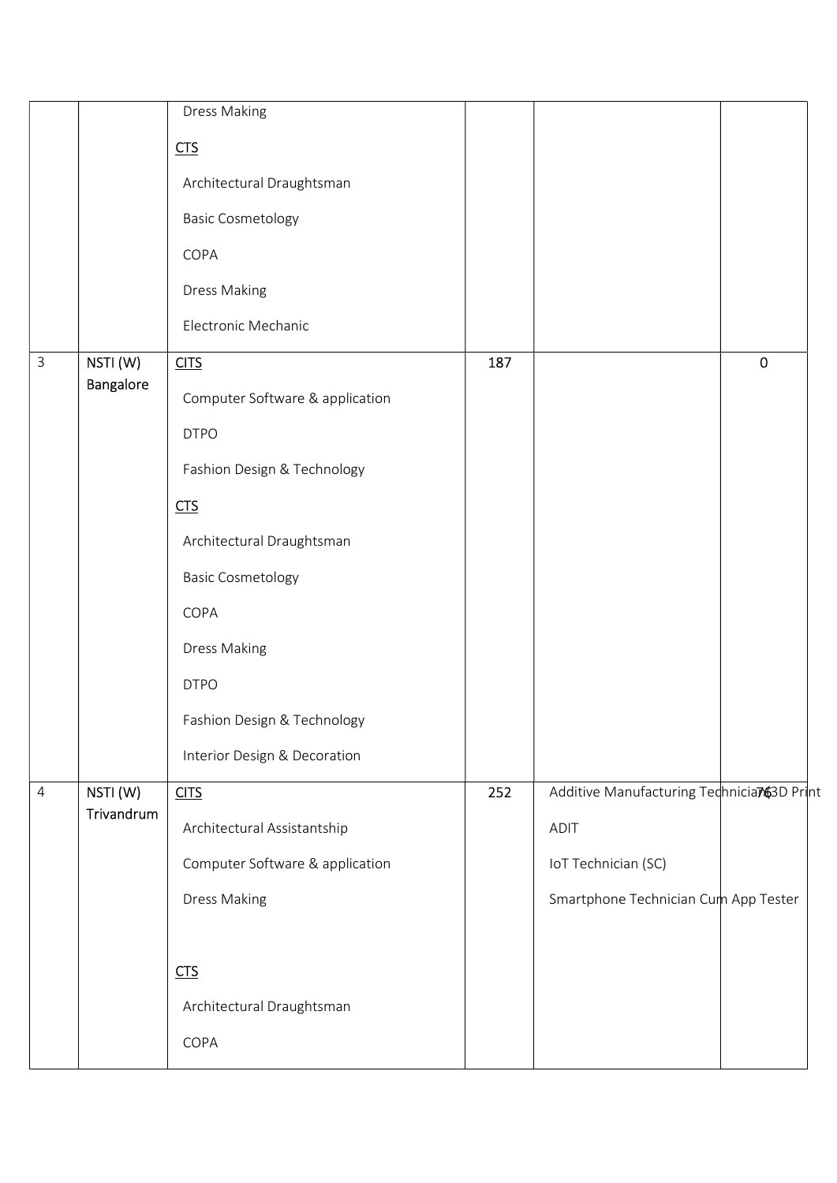| | | | | | |
|---|---|---|---|---|---|
| | | Dress Making<br><br>CTS<br><br>Architectural Draughtsman<br><br>Basic Cosmetology<br><br>COPA<br><br>Dress Making<br><br>Electronic Mechanic | | | |
| 3 | NSTI (W) Bangalore | CITS<br><br>Computer Software & application<br><br>DTPO<br><br>Fashion Design & Technology<br><br>CTS<br><br>Architectural Draughtsman<br><br>Basic Cosmetology<br><br>COPA<br><br>Dress Making<br><br>DTPO<br><br>Fashion Design & Technology<br><br>Interior Design & Decoration | 187 | | 0 |
| 4 | NSTI (W) Trivandrum | CITS<br><br>Architectural Assistantship<br><br>Computer Software & application<br><br>Dress Making<br><br>CTS<br><br>Architectural Draughtsman<br><br>COPA | 252 | Additive Manufacturing Technician 3D Print<br><br>ADIT<br><br>IoT Technician (SC)<br><br>Smartphone Technician Cum App Tester | 76 |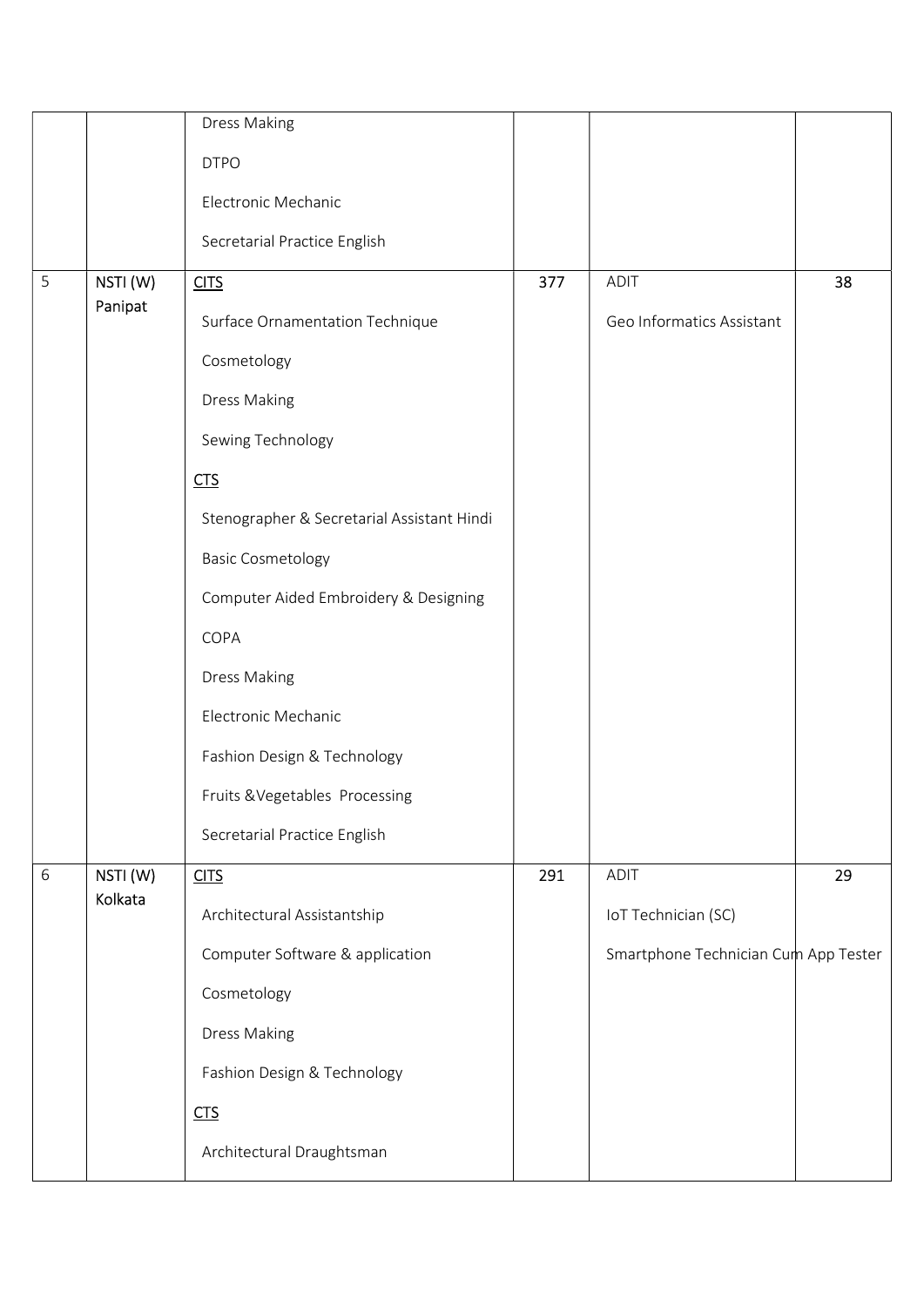| | | | | | |
|---|---|---|---|---|---|
| | | Dress Making<br>DTPO<br>Electronic Mechanic<br>Secretarial Practice English | | | |
| 5 | NSTI (W) Panipat | <u>CITS</u><br>Surface Ornamentation Technique<br>Cosmetology<br>Dress Making<br>Sewing Technology<br><u>CTS</u><br>Stenographer & Secretarial Assistant Hindi<br>Basic Cosmetology<br>Computer Aided Embroidery & Designing<br>COPA<br>Dress Making<br>Electronic Mechanic<br>Fashion Design & Technology<br>Fruits &Vegetables Processing<br>Secretarial Practice English | 377 | ADIT<br>Geo Informatics Assistant | 38 |
| 6 | NSTI (W) Kolkata | <u>CITS</u><br>Architectural Assistantship<br>Computer Software & application<br>Cosmetology<br>Dress Making<br>Fashion Design & Technology<br><u>CTS</u><br>Architectural Draughtsman | 291 | ADIT<br>IoT Technician (SC)<br>Smartphone Technician Cum App Tester | 29 |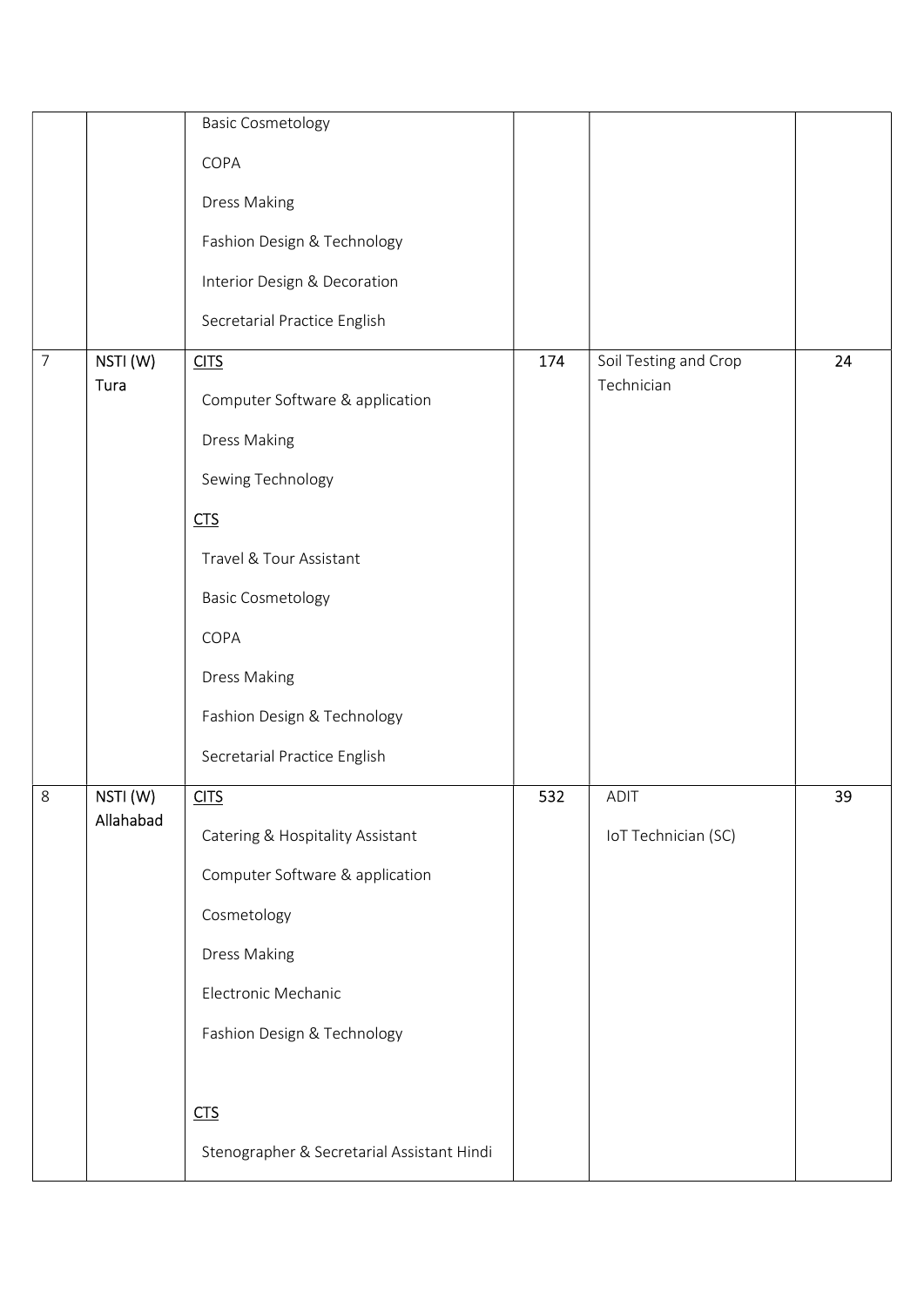| | | | | | |
|---|---|---|---|---|---|
| | | Basic Cosmetology<br>COPA<br>Dress Making<br>Fashion Design & Technology<br>Interior Design & Decoration<br>Secretarial Practice English | | | |
| 7 | NSTI (W) Tura | CITS<br>Computer Software & application<br>Dress Making<br>Sewing Technology<br>CTS<br>Travel & Tour Assistant<br>Basic Cosmetology<br>COPA<br>Dress Making<br>Fashion Design & Technology<br>Secretarial Practice English | 174 | Soil Testing and Crop Technician | 24 |
| 8 | NSTI (W) Allahabad | CITS<br>Catering & Hospitality Assistant<br>Computer Software & application<br>Cosmetology<br>Dress Making<br>Electronic Mechanic<br>Fashion Design & Technology<br><br>CTS<br>Stenographer & Secretarial Assistant Hindi | 532 | ADIT<br>IoT Technician (SC) | 39 |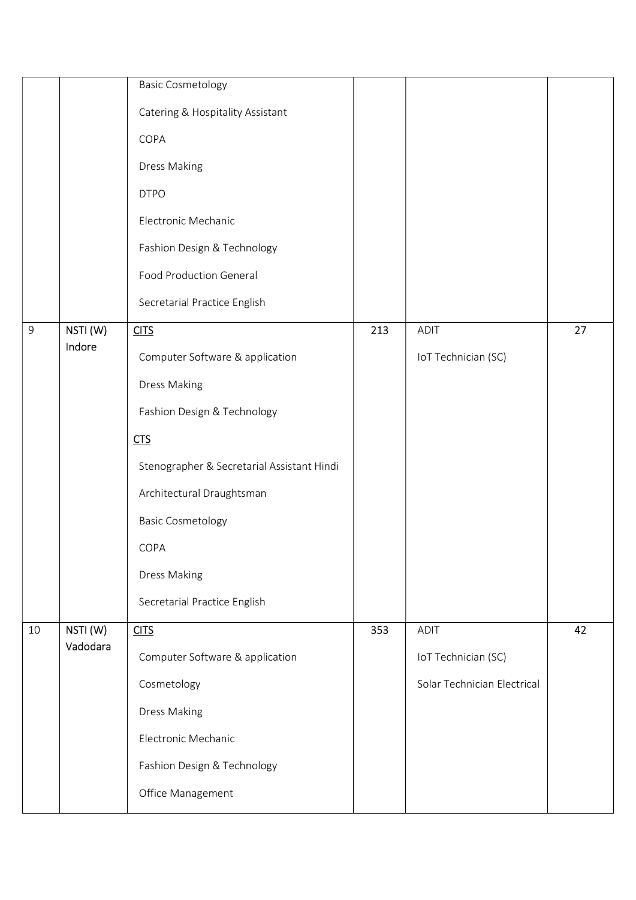| | | | | | |
|---|---|---|---|---|---|
| | | Basic Cosmetology<br>Catering & Hospitality Assistant<br>COPA<br>Dress Making<br>DTPO<br>Electronic Mechanic<br>Fashion Design & Technology<br>Food Production General<br>Secretarial Practice English | | | |
| 9 | NSTI (W) Indore | <u>CITS</u><br>Computer Software & application<br>Dress Making<br>Fashion Design & Technology<br><u>CTS</u><br>Stenographer & Secretarial Assistant Hindi<br>Architectural Draughtsman<br>Basic Cosmetology<br>COPA<br>Dress Making<br>Secretarial Practice English | 213 | ADIT<br>IoT Technician (SC) | 27 |
| 10 | NSTI (W) Vadodara | <u>CITS</u><br>Computer Software & application<br>Cosmetology<br>Dress Making<br>Electronic Mechanic<br>Fashion Design & Technology<br>Office Management | 353 | ADIT<br>IoT Technician (SC)<br>Solar Technician Electrical | 42 |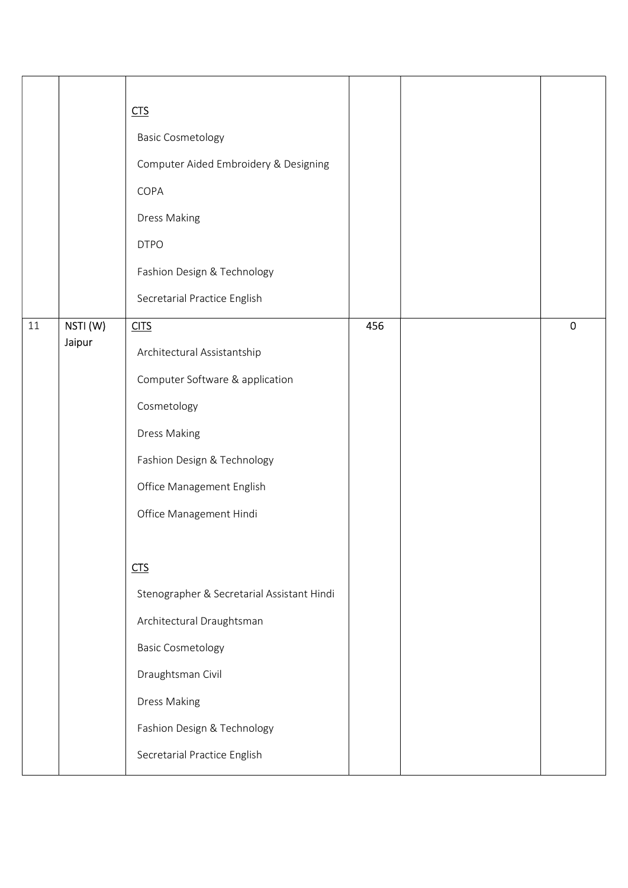| | | | | | |
|---|---|---|---|---|---|
| | | CTS<br>Basic Cosmetology<br>Computer Aided Embroidery & Designing<br>COPA<br>Dress Making<br>DTPO<br>Fashion Design & Technology<br>Secretarial Practice English | | | |
| 11 | NSTI (W) Jaipur | CITS<br>Architectural Assistantship<br>Computer Software & application<br>Cosmetology<br>Dress Making<br>Fashion Design & Technology<br>Office Management English<br>Office Management Hindi<br><br>CTS<br>Stenographer & Secretarial Assistant Hindi<br>Architectural Draughtsman<br>Basic Cosmetology<br>Draughtsman Civil<br>Dress Making<br>Fashion Design & Technology<br>Secretarial Practice English | 456 | | 0 |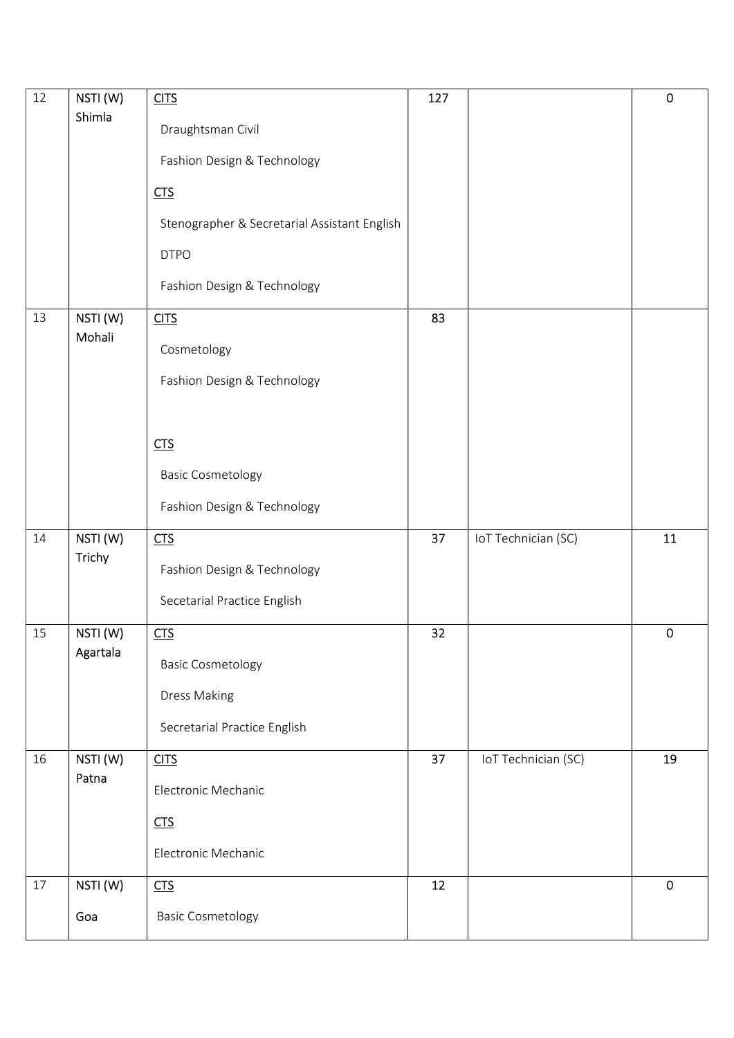| | | | | | |
|---|---|---|---|---|---|
| 12 | NSTI (W) Shimla | CITS<br>Draughtsman Civil<br>Fashion Design & Technology<br>CTS<br>Stenographer & Secretarial Assistant English<br>DTPO<br>Fashion Design & Technology | 127 | | 0 |
| 13 | NSTI (W) Mohali | CITS<br>Cosmetology<br>Fashion Design & Technology<br>CTS<br>Basic Cosmetology<br>Fashion Design & Technology | 83 | | |
| 14 | NSTI (W) Trichy | CTS<br>Fashion Design & Technology<br>Secetarial Practice English | 37 | IoT Technician (SC) | 11 |
| 15 | NSTI (W) Agartala | CTS<br>Basic Cosmetology<br>Dress Making<br>Secretarial Practice English | 32 | | 0 |
| 16 | NSTI (W) Patna | CITS<br>Electronic Mechanic<br>CTS<br>Electronic Mechanic | 37 | IoT Technician (SC) | 19 |
| 17 | NSTI (W) Goa | CTS<br>Basic Cosmetology | 12 | | 0 |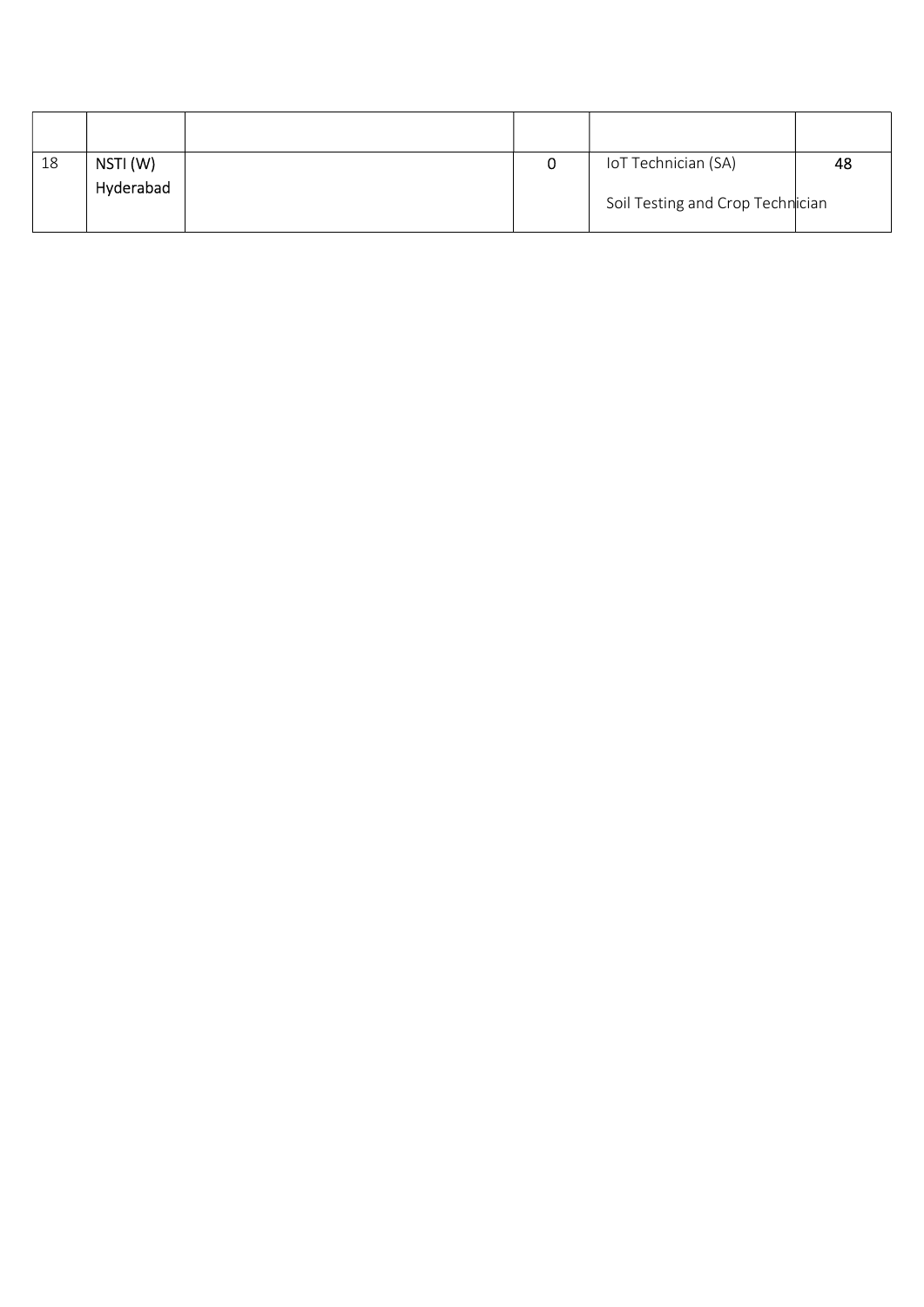| | | | | | |
|---|---|---|---|---|---|
| | | | | | |
| 18 | NSTI (W) Hyderabad | | 0 | IoT Technician (SA)<br><br>Soil Testing and Crop Technician | 48 |